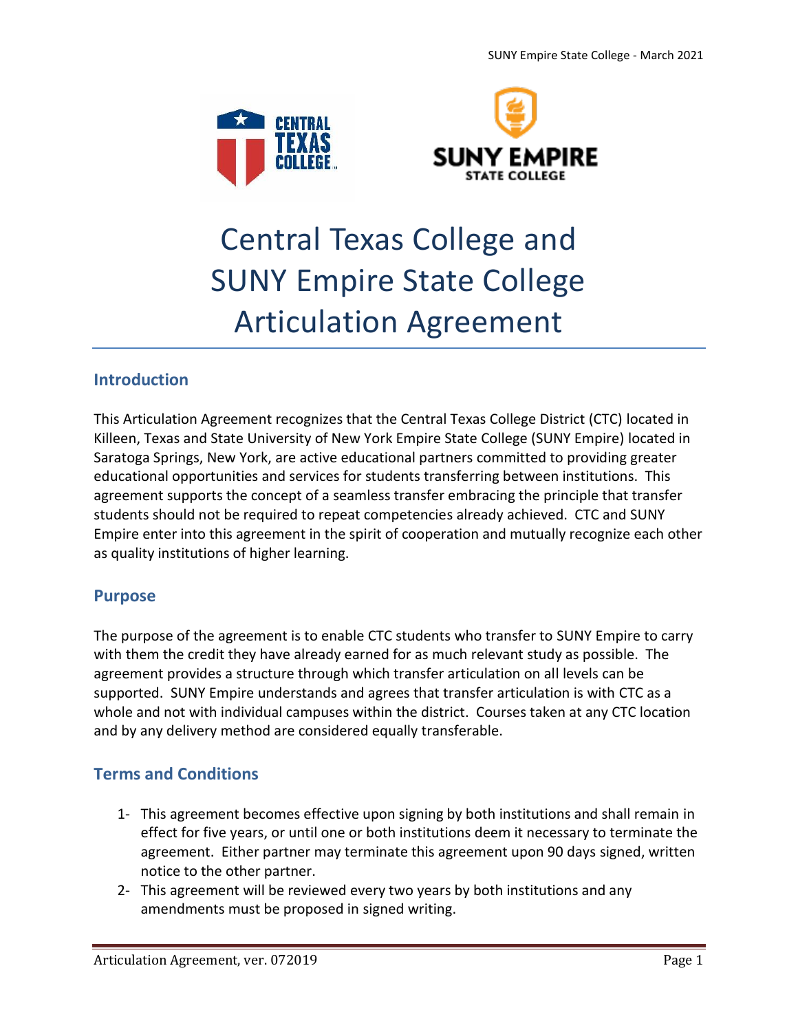# Central Texas College and SUNY Empire State College Articulation Agreement

## Introduction

This Articulation Agreement recognizes that the Central Texas College District (CTC) located in Killeen, Texas and State University of New York Empire State College (SUNY Empire) located in Saratoga Springs, New York, are active educational partners committed to providing greater educational opportunities and services for students transferring between institutions. This agreement supports the concept of a seamless transfer embracing the principle that transfer students should not be required to repeat competencies already achieved. CTC and SUNY Empire enter into this agreement in the spirit of cooperation and mutually recognize each other as quality institutions of higher learning.

## Purpose

The purpose of the agreement is to enable CTC students who transfer to SUNY Empire to carry with them the credit they have already earned for as much relevant study as possible. The agreement provides a structure through which transfer articulation on all levels can be supported. SUNY Empire understands and agrees that transfer articulation is with CTC as a whole and not with individual campuses within the district. Courses taken at any CTC location and by any delivery method are considered equally transferable.

## Terms and Conditions

1- This agreement becomes effective upon signing by both institutions and shall remain in effect for five years, or until one or both institutions deem it necessary to terminate the agreement. Either partner may terminate this agreement upon 90 days signed, written notice to the other partner.

2- This agreement will be reviewed every two years by both institutions and any amendments must be proposed in signed writing.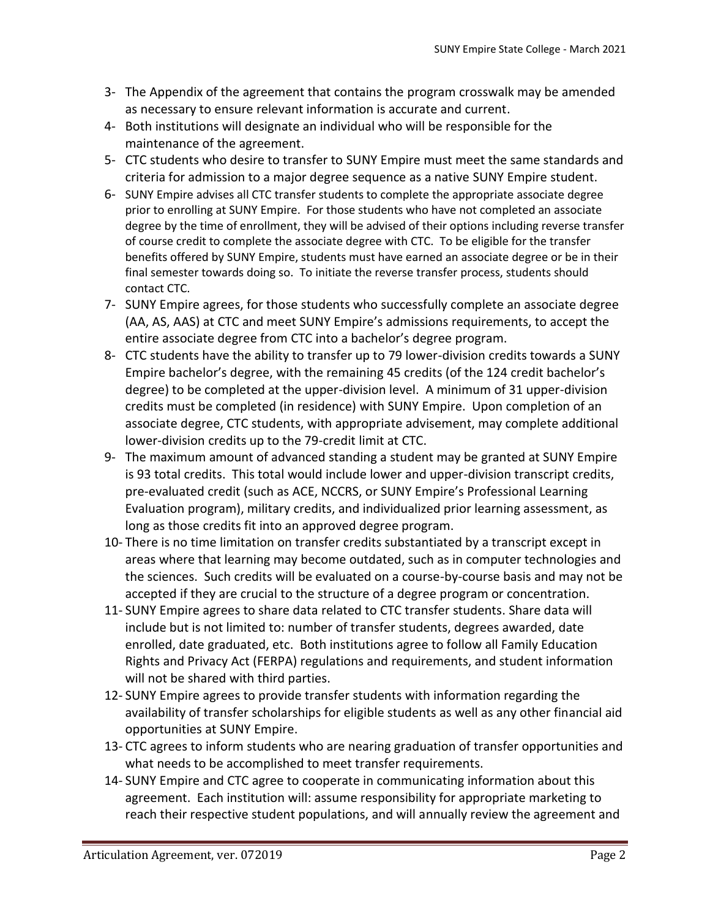3- The Appendix of the agreement that contains the program crosswalk may be amended as necessary to ensure relevant information is accurate and current.
4- Both institutions will designate an individual who will be responsible for the maintenance of the agreement.
5- CTC students who desire to transfer to SUNY Empire must meet the same standards and criteria for admission to a major degree sequence as a native SUNY Empire student.
6- SUNY Empire advises all CTC transfer students to complete the appropriate associate degree prior to enrolling at SUNY Empire. For those students who have not completed an associate degree by the time of enrollment, they will be advised of their options including reverse transfer of course credit to complete the associate degree with CTC. To be eligible for the transfer benefits offered by SUNY Empire, students must have earned an associate degree or be in their final semester towards doing so. To initiate the reverse transfer process, students should contact CTC.
7- SUNY Empire agrees, for those students who successfully complete an associate degree (AA, AS, AAS) at CTC and meet SUNY Empire's admissions requirements, to accept the entire associate degree from CTC into a bachelor's degree program.
8- CTC students have the ability to transfer up to 79 lower-division credits towards a SUNY Empire bachelor's degree, with the remaining 45 credits (of the 124 credit bachelor's degree) to be completed at the upper-division level. A minimum of 31 upper-division credits must be completed (in residence) with SUNY Empire. Upon completion of an associate degree, CTC students, with appropriate advisement, may complete additional lower-division credits up to the 79-credit limit at CTC.
9- The maximum amount of advanced standing a student may be granted at SUNY Empire is 93 total credits. This total would include lower and upper-division transcript credits, pre-evaluated credit (such as ACE, NCCRS, or SUNY Empire's Professional Learning Evaluation program), military credits, and individualized prior learning assessment, as long as those credits fit into an approved degree program.
10- There is no time limitation on transfer credits substantiated by a transcript except in areas where that learning may become outdated, such as in computer technologies and the sciences. Such credits will be evaluated on a course-by-course basis and may not be accepted if they are crucial to the structure of a degree program or concentration.
11- SUNY Empire agrees to share data related to CTC transfer students. Share data will include but is not limited to: number of transfer students, degrees awarded, date enrolled, date graduated, etc. Both institutions agree to follow all Family Education Rights and Privacy Act (FERPA) regulations and requirements, and student information will not be shared with third parties.
12- SUNY Empire agrees to provide transfer students with information regarding the availability of transfer scholarships for eligible students as well as any other financial aid opportunities at SUNY Empire.
13- CTC agrees to inform students who are nearing graduation of transfer opportunities and what needs to be accomplished to meet transfer requirements.
14- SUNY Empire and CTC agree to cooperate in communicating information about this agreement. Each institution will: assume responsibility for appropriate marketing to reach their respective student populations, and will annually review the agreement and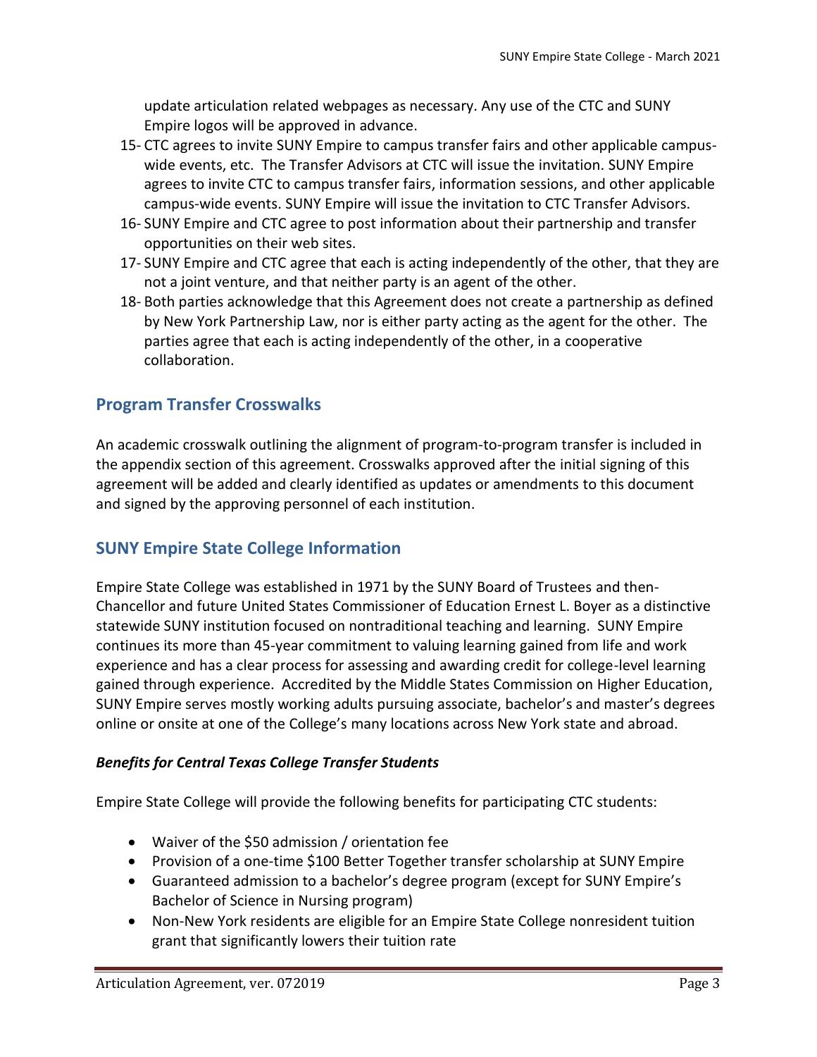update articulation related webpages as necessary. Any use of the CTC and SUNY Empire logos will be approved in advance.

15- CTC agrees to invite SUNY Empire to campus transfer fairs and other applicable campus-wide events, etc. The Transfer Advisors at CTC will issue the invitation. SUNY Empire agrees to invite CTC to campus transfer fairs, information sessions, and other applicable campus-wide events. SUNY Empire will issue the invitation to CTC Transfer Advisors.
16- SUNY Empire and CTC agree to post information about their partnership and transfer opportunities on their web sites.
17- SUNY Empire and CTC agree that each is acting independently of the other, that they are not a joint venture, and that neither party is an agent of the other.
18- Both parties acknowledge that this Agreement does not create a partnership as defined by New York Partnership Law, nor is either party acting as the agent for the other. The parties agree that each is acting independently of the other, in a cooperative collaboration.

## Program Transfer Crosswalks

An academic crosswalk outlining the alignment of program-to-program transfer is included in the appendix section of this agreement. Crosswalks approved after the initial signing of this agreement will be added and clearly identified as updates or amendments to this document and signed by the approving personnel of each institution.

## SUNY Empire State College Information

Empire State College was established in 1971 by the SUNY Board of Trustees and then-Chancellor and future United States Commissioner of Education Ernest L. Boyer as a distinctive statewide SUNY institution focused on nontraditional teaching and learning. SUNY Empire continues its more than 45-year commitment to valuing learning gained from life and work experience and has a clear process for assessing and awarding credit for college-level learning gained through experience. Accredited by the Middle States Commission on Higher Education, SUNY Empire serves mostly working adults pursuing associate, bachelor's and master's degrees online or onsite at one of the College's many locations across New York state and abroad.

### ***Benefits for Central Texas College Transfer Students***

Empire State College will provide the following benefits for participating CTC students:

- Waiver of the $50 admission / orientation fee
- Provision of a one-time $100 Better Together transfer scholarship at SUNY Empire
- Guaranteed admission to a bachelor's degree program (except for SUNY Empire's Bachelor of Science in Nursing program)
- Non-New York residents are eligible for an Empire State College nonresident tuition grant that significantly lowers their tuition rate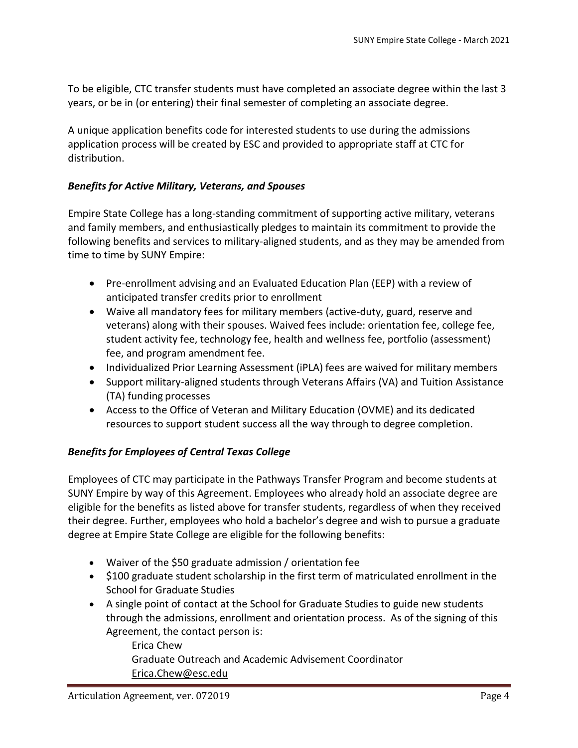To be eligible, CTC transfer students must have completed an associate degree within the last 3 years, or be in (or entering) their final semester of completing an associate degree.

A unique application benefits code for interested students to use during the admissions application process will be created by ESC and provided to appropriate staff at CTC for distribution.

### *Benefits for Active Military, Veterans, and Spouses*

Empire State College has a long-standing commitment of supporting active military, veterans and family members, and enthusiastically pledges to maintain its commitment to provide the following benefits and services to military-aligned students, and as they may be amended from time to time by SUNY Empire:

- Pre-enrollment advising and an Evaluated Education Plan (EEP) with a review of anticipated transfer credits prior to enrollment
- Waive all mandatory fees for military members (active-duty, guard, reserve and veterans) along with their spouses. Waived fees include: orientation fee, college fee, student activity fee, technology fee, health and wellness fee, portfolio (assessment) fee, and program amendment fee.
- Individualized Prior Learning Assessment (iPLA) fees are waived for military members
- Support military-aligned students through Veterans Affairs (VA) and Tuition Assistance (TA) funding processes
- Access to the Office of Veteran and Military Education (OVME) and its dedicated resources to support student success all the way through to degree completion.

### *Benefits for Employees of Central Texas College*

Employees of CTC may participate in the Pathways Transfer Program and become students at SUNY Empire by way of this Agreement. Employees who already hold an associate degree are eligible for the benefits as listed above for transfer students, regardless of when they received their degree. Further, employees who hold a bachelor's degree and wish to pursue a graduate degree at Empire State College are eligible for the following benefits:

- Waiver of the $50 graduate admission / orientation fee
- $100 graduate student scholarship in the first term of matriculated enrollment in the School for Graduate Studies
- A single point of contact at the School for Graduate Studies to guide new students through the admissions, enrollment and orientation process. As of the signing of this Agreement, the contact person is:

  Erica Chew  
  Graduate Outreach and Academic Advisement Coordinator  
  Erica.Chew@esc.edu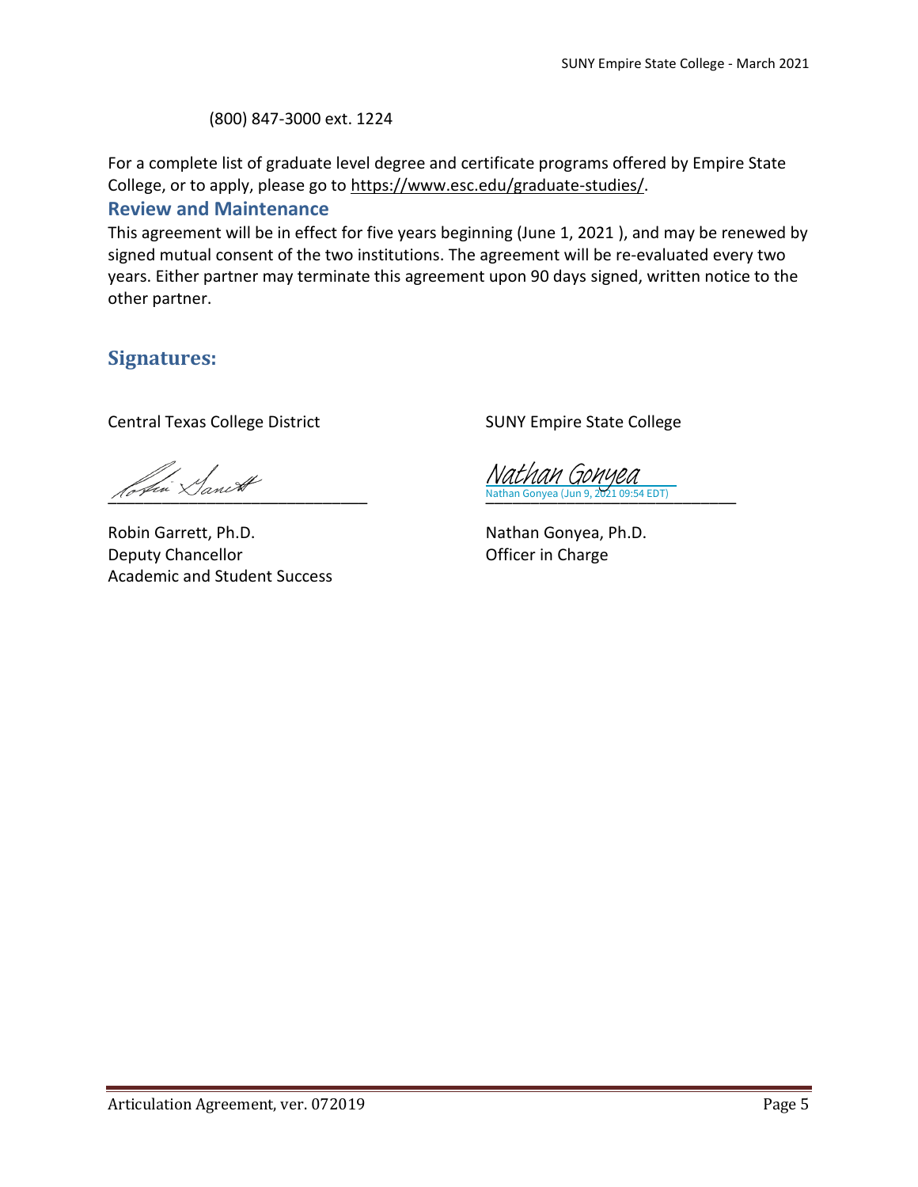(800) 847-3000 ext. 1224

For a complete list of graduate level degree and certificate programs offered by Empire State College, or to apply, please go to https://www.esc.edu/graduate-studies/.

## Review and Maintenance

This agreement will be in effect for five years beginning (June 1, 2021 ), and may be renewed by signed mutual consent of the two institutions. The agreement will be re-evaluated every two years. Either partner may terminate this agreement upon 90 days signed, written notice to the other partner.

## Signatures:

Central Texas College District

Robin Garrett, Ph.D.
Deputy Chancellor
Academic and Student Success

SUNY Empire State College

Nathan Gonyea
Nathan Gonyea (Jun 9, 2021 09:54 EDT)

Nathan Gonyea, Ph.D.
Officer in Charge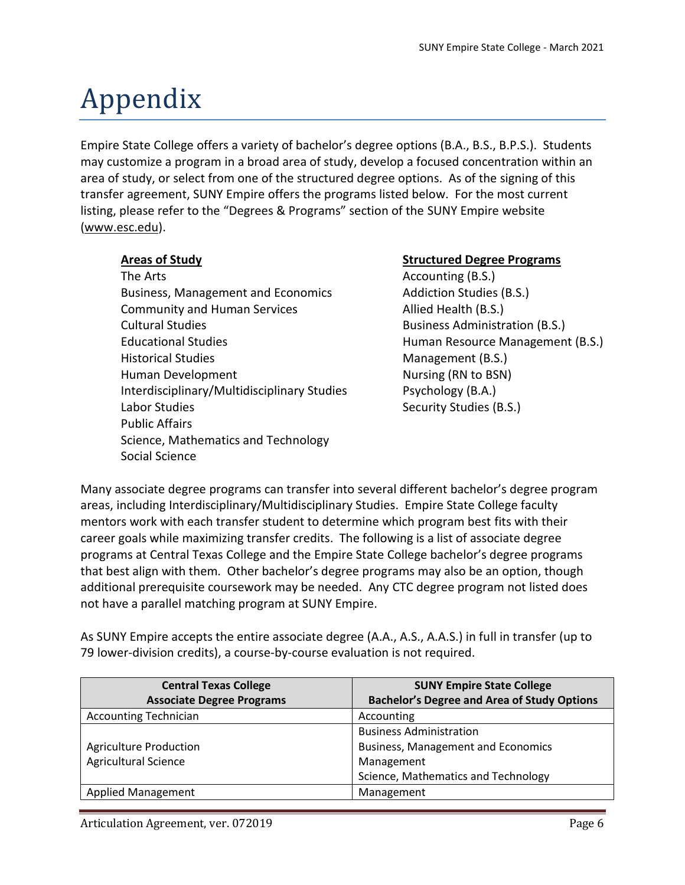# Appendix

Empire State College offers a variety of bachelor's degree options (B.A., B.S., B.P.S.). Students may customize a program in a broad area of study, develop a focused concentration within an area of study, or select from one of the structured degree options. As of the signing of this transfer agreement, SUNY Empire offers the programs listed below. For the most current listing, please refer to the "Degrees & Programs" section of the SUNY Empire website (www.esc.edu).

**Areas of Study**

The Arts
Business, Management and Economics
Community and Human Services
Cultural Studies
Educational Studies
Historical Studies
Human Development
Interdisciplinary/Multidisciplinary Studies
Labor Studies
Public Affairs
Science, Mathematics and Technology
Social Science

**Structured Degree Programs**

Accounting (B.S.)
Addiction Studies (B.S.)
Allied Health (B.S.)
Business Administration (B.S.)
Human Resource Management (B.S.)
Management (B.S.)
Nursing (RN to BSN)
Psychology (B.A.)
Security Studies (B.S.)

Many associate degree programs can transfer into several different bachelor's degree program areas, including Interdisciplinary/Multidisciplinary Studies. Empire State College faculty mentors work with each transfer student to determine which program best fits with their career goals while maximizing transfer credits. The following is a list of associate degree programs at Central Texas College and the Empire State College bachelor's degree programs that best align with them. Other bachelor's degree programs may also be an option, though additional prerequisite coursework may be needed. Any CTC degree program not listed does not have a parallel matching program at SUNY Empire.

As SUNY Empire accepts the entire associate degree (A.A., A.S., A.A.S.) in full in transfer (up to 79 lower-division credits), a course-by-course evaluation is not required.

| Central Texas College Associate Degree Programs | SUNY Empire State College Bachelor's Degree and Area of Study Options |
|---|---|
| Accounting Technician | Accounting |
| Agriculture Production<br>Agricultural Science | Business Administration<br>Business, Management and Economics<br>Management<br>Science, Mathematics and Technology |
| Applied Management | Management |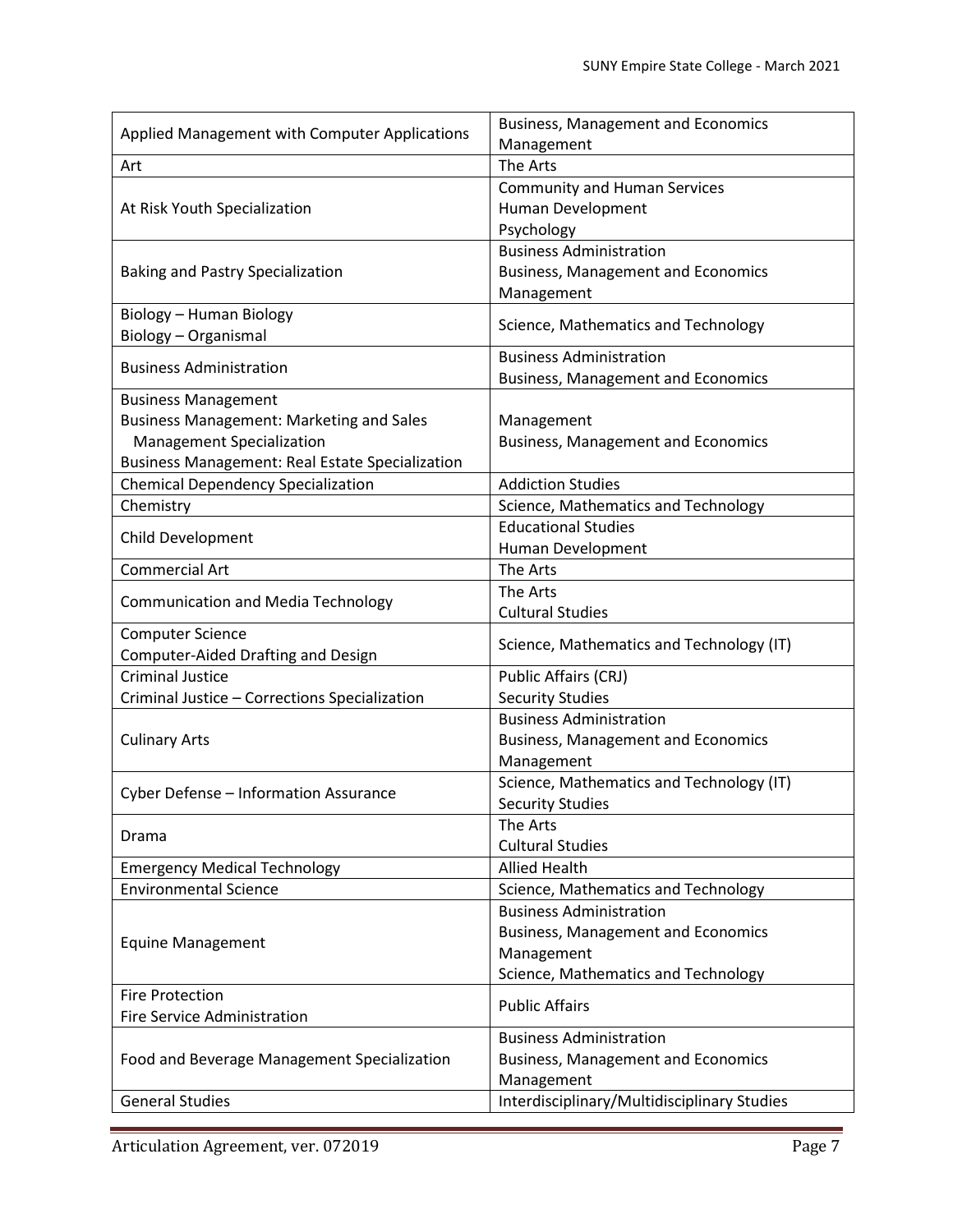| | |
|---|---|
| Applied Management with Computer Applications | Business, Management and Economics<br>Management |
| Art | The Arts |
| At Risk Youth Specialization | Community and Human Services<br>Human Development<br>Psychology |
| Baking and Pastry Specialization | Business Administration<br>Business, Management and Economics<br>Management |
| Biology – Human Biology<br>Biology – Organismal | Science, Mathematics and Technology |
| Business Administration | Business Administration<br>Business, Management and Economics |
| Business Management<br>Business Management: Marketing and Sales Management Specialization<br>Business Management: Real Estate Specialization | Management<br>Business, Management and Economics |
| Chemical Dependency Specialization | Addiction Studies |
| Chemistry | Science, Mathematics and Technology |
| Child Development | Educational Studies<br>Human Development |
| Commercial Art | The Arts |
| Communication and Media Technology | The Arts<br>Cultural Studies |
| Computer Science<br>Computer-Aided Drafting and Design | Science, Mathematics and Technology (IT) |
| Criminal Justice<br>Criminal Justice – Corrections Specialization | Public Affairs (CRJ)<br>Security Studies |
| Culinary Arts | Business Administration<br>Business, Management and Economics<br>Management |
| Cyber Defense – Information Assurance | Science, Mathematics and Technology (IT)<br>Security Studies |
| Drama | The Arts<br>Cultural Studies |
| Emergency Medical Technology | Allied Health |
| Environmental Science | Science, Mathematics and Technology |
| Equine Management | Business Administration<br>Business, Management and Economics<br>Management<br>Science, Mathematics and Technology |
| Fire Protection<br>Fire Service Administration | Public Affairs |
| Food and Beverage Management Specialization | Business Administration<br>Business, Management and Economics<br>Management |
| General Studies | Interdisciplinary/Multidisciplinary Studies |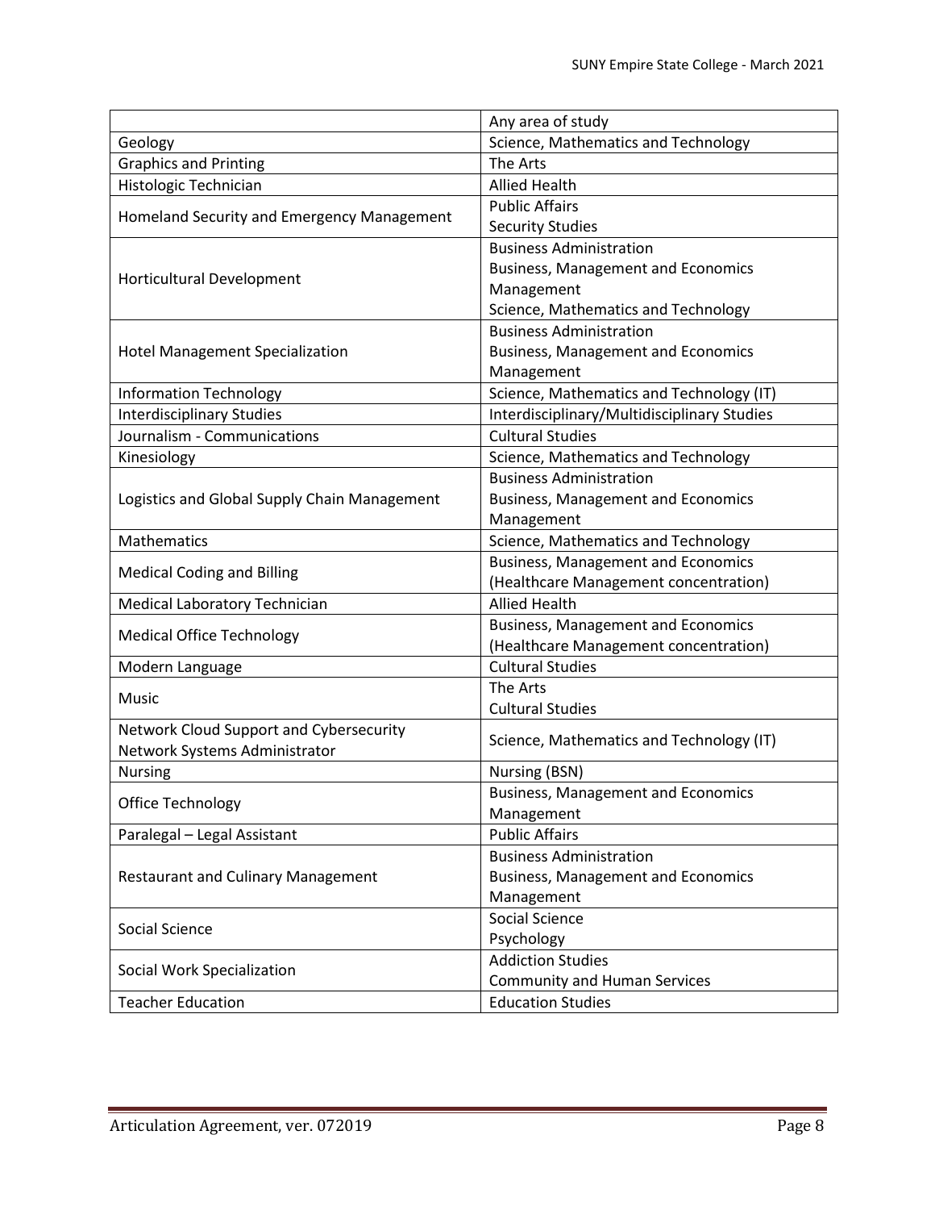| | |
|---|---|
| | Any area of study |
| Geology | Science, Mathematics and Technology |
| Graphics and Printing | The Arts |
| Histologic Technician | Allied Health |
| Homeland Security and Emergency Management | Public Affairs<br>Security Studies |
| Horticultural Development | Business Administration<br>Business, Management and Economics<br>Management<br>Science, Mathematics and Technology |
| Hotel Management Specialization | Business Administration<br>Business, Management and Economics<br>Management |
| Information Technology | Science, Mathematics and Technology (IT) |
| Interdisciplinary Studies | Interdisciplinary/Multidisciplinary Studies |
| Journalism - Communications | Cultural Studies |
| Kinesiology | Science, Mathematics and Technology |
| Logistics and Global Supply Chain Management | Business Administration<br>Business, Management and Economics<br>Management |
| Mathematics | Science, Mathematics and Technology |
| Medical Coding and Billing | Business, Management and Economics<br>(Healthcare Management concentration) |
| Medical Laboratory Technician | Allied Health |
| Medical Office Technology | Business, Management and Economics<br>(Healthcare Management concentration) |
| Modern Language | Cultural Studies |
| Music | The Arts<br>Cultural Studies |
| Network Cloud Support and Cybersecurity<br>Network Systems Administrator | Science, Mathematics and Technology (IT) |
| Nursing | Nursing (BSN) |
| Office Technology | Business, Management and Economics<br>Management |
| Paralegal – Legal Assistant | Public Affairs |
| Restaurant and Culinary Management | Business Administration<br>Business, Management and Economics<br>Management |
| Social Science | Social Science<br>Psychology |
| Social Work Specialization | Addiction Studies<br>Community and Human Services |
| Teacher Education | Education Studies |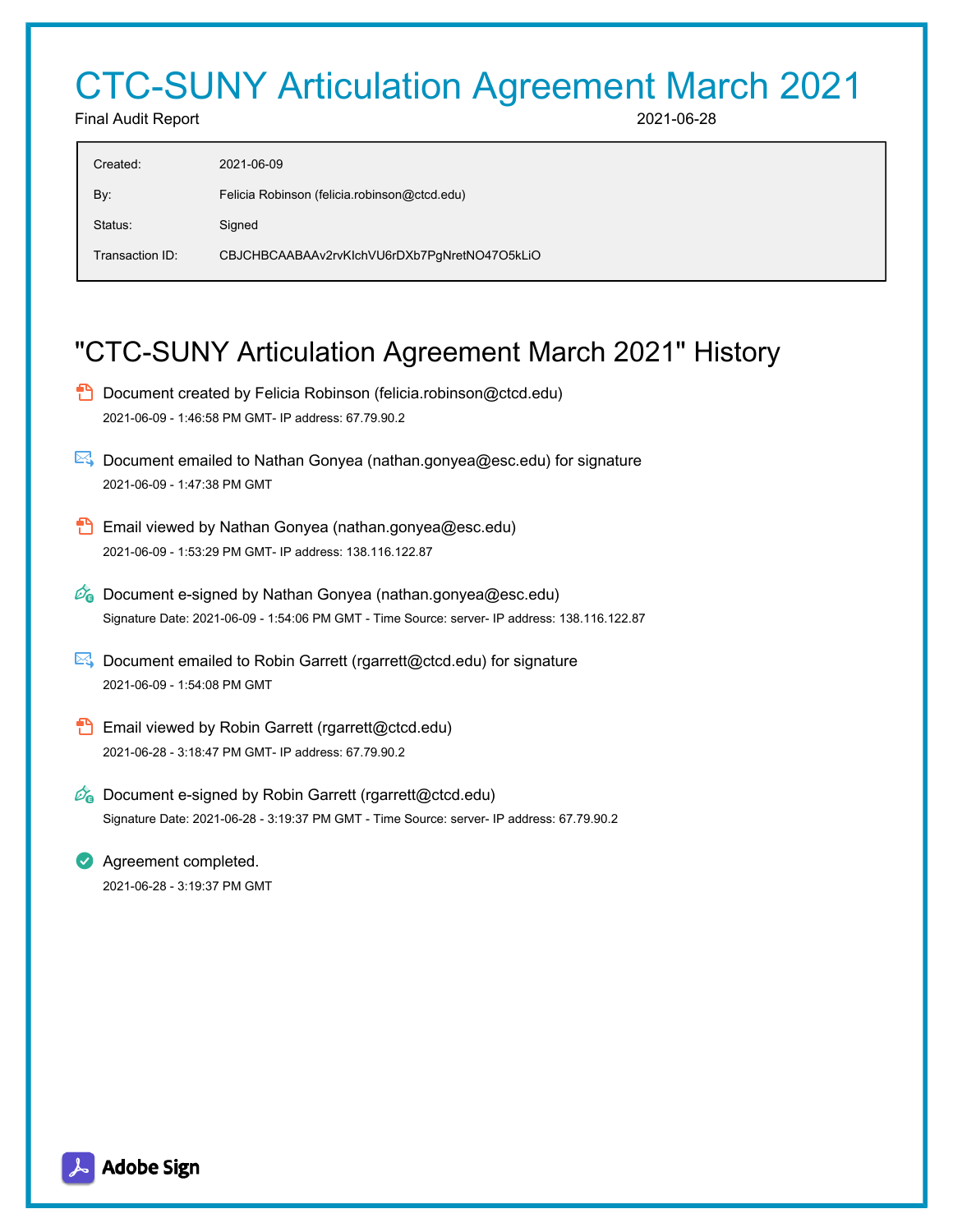# CTC-SUNY Articulation Agreement March 2021

Final Audit Report 2021-06-28

| | |
|---|---|
| Created: | 2021-06-09 |
| By: | Felicia Robinson (felicia.robinson@ctcd.edu) |
| Status: | Signed |
| Transaction ID: | CBJCHBCAABAAv2rvKIchVU6rDXb7PgNretNO47O5kLiO |

## "CTC-SUNY Articulation Agreement March 2021" History

- Document created by Felicia Robinson (felicia.robinson@ctcd.edu)
  2021-06-09 - 1:46:58 PM GMT- IP address: 67.79.90.2

- Document emailed to Nathan Gonyea (nathan.gonyea@esc.edu) for signature
  2021-06-09 - 1:47:38 PM GMT

- Email viewed by Nathan Gonyea (nathan.gonyea@esc.edu)
  2021-06-09 - 1:53:29 PM GMT- IP address: 138.116.122.87

- Document e-signed by Nathan Gonyea (nathan.gonyea@esc.edu)
  Signature Date: 2021-06-09 - 1:54:06 PM GMT - Time Source: server- IP address: 138.116.122.87

- Document emailed to Robin Garrett (rgarrett@ctcd.edu) for signature
  2021-06-09 - 1:54:08 PM GMT

- Email viewed by Robin Garrett (rgarrett@ctcd.edu)
  2021-06-28 - 3:18:47 PM GMT- IP address: 67.79.90.2

- Document e-signed by Robin Garrett (rgarrett@ctcd.edu)
  Signature Date: 2021-06-28 - 3:19:37 PM GMT - Time Source: server- IP address: 67.79.90.2

- Agreement completed.
  2021-06-28 - 3:19:37 PM GMT

Adobe Sign